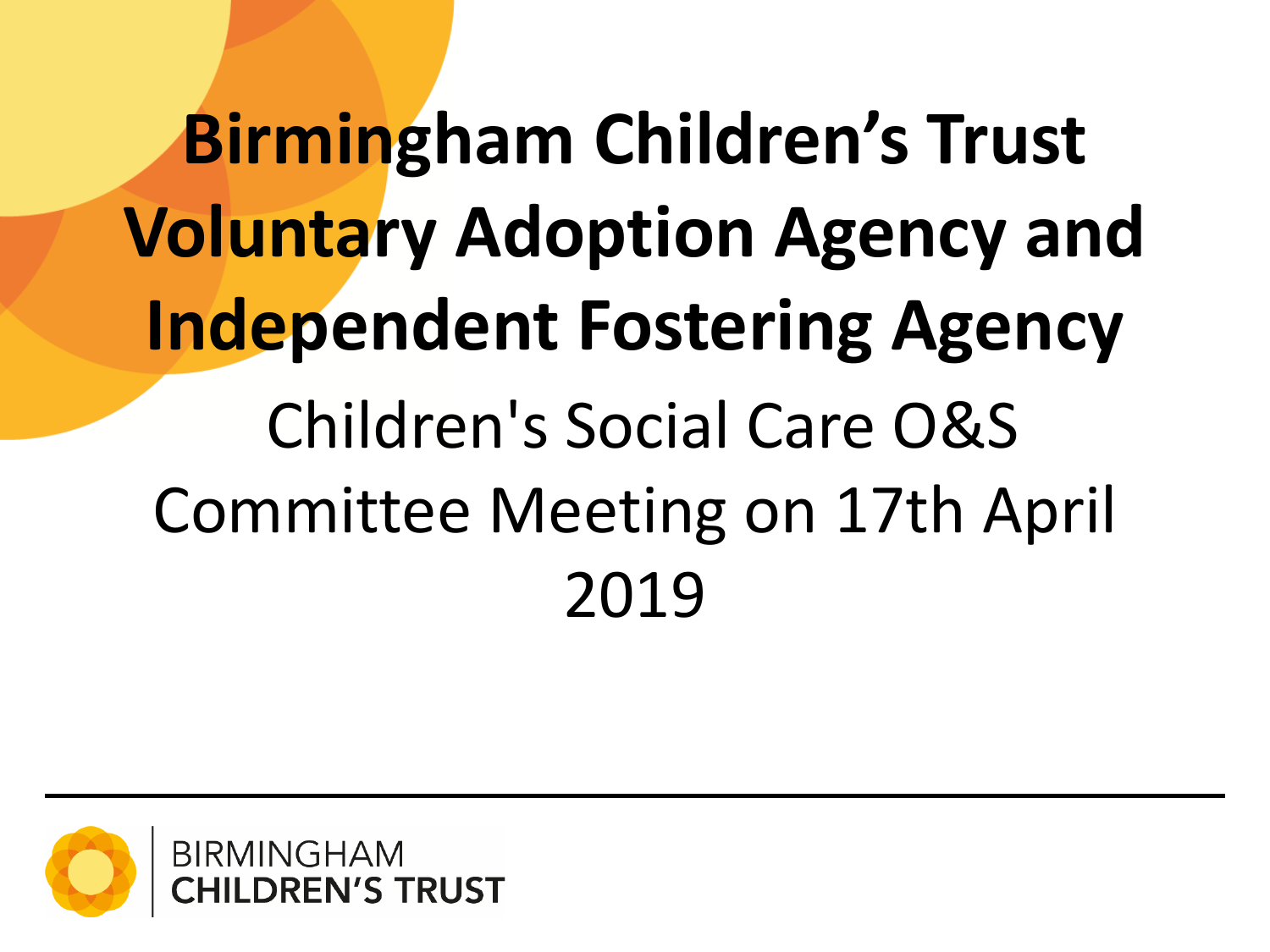# Birmingham Children's Trust Voluntary Adoption Agency and Independent Fostering Agency

Children's Social Care O&S Committee Meeting on 17th April 2019

BIRMINGHAM
**CHILDREN'S TRUST**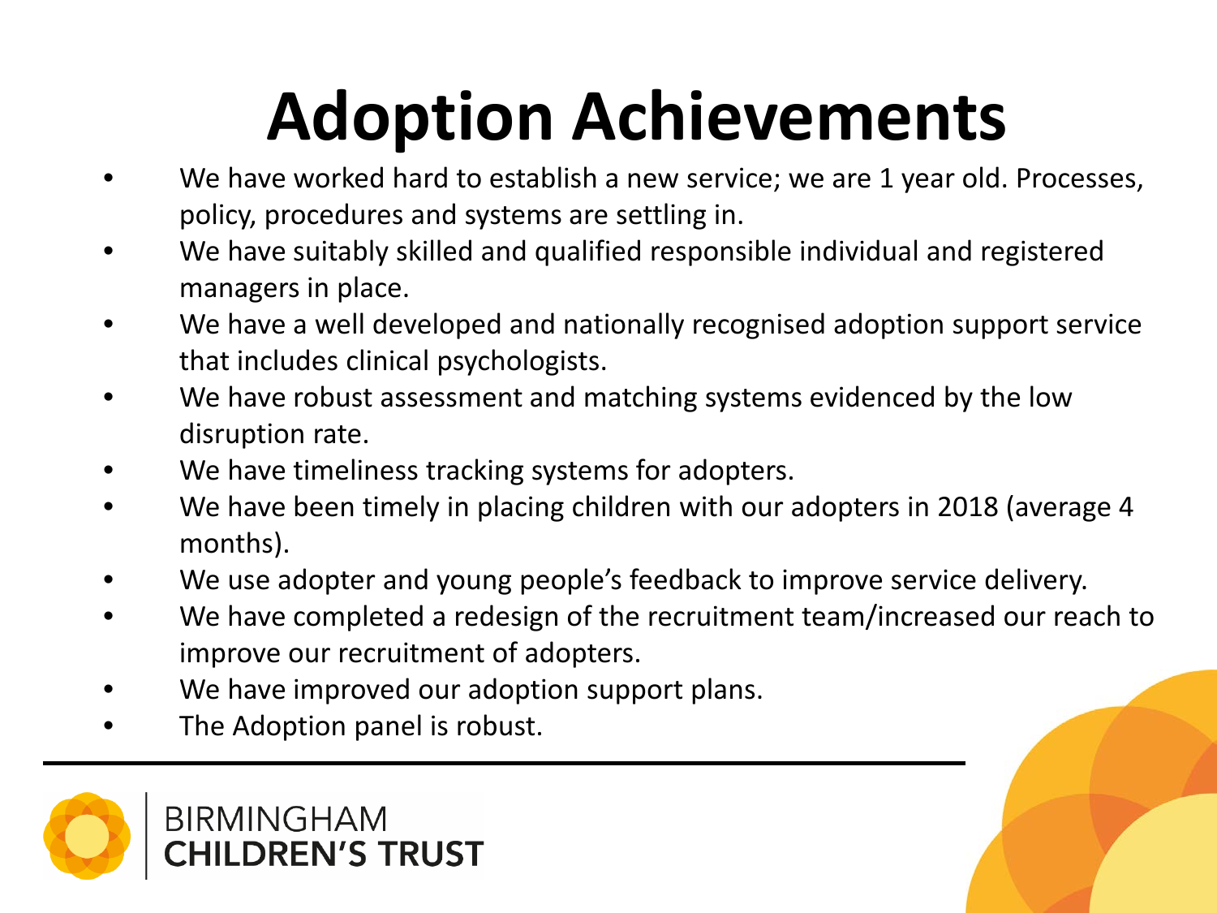# Adoption Achievements

- We have worked hard to establish a new service; we are 1 year old. Processes, policy, procedures and systems are settling in.
- We have suitably skilled and qualified responsible individual and registered managers in place.
- We have a well developed and nationally recognised adoption support service that includes clinical psychologists.
- We have robust assessment and matching systems evidenced by the low disruption rate.
- We have timeliness tracking systems for adopters.
- We have been timely in placing children with our adopters in 2018 (average 4 months).
- We use adopter and young people's feedback to improve service delivery.
- We have completed a redesign of the recruitment team/increased our reach to improve our recruitment of adopters.
- We have improved our adoption support plans.
- The Adoption panel is robust.

BIRMINGHAM
**CHILDREN'S TRUST**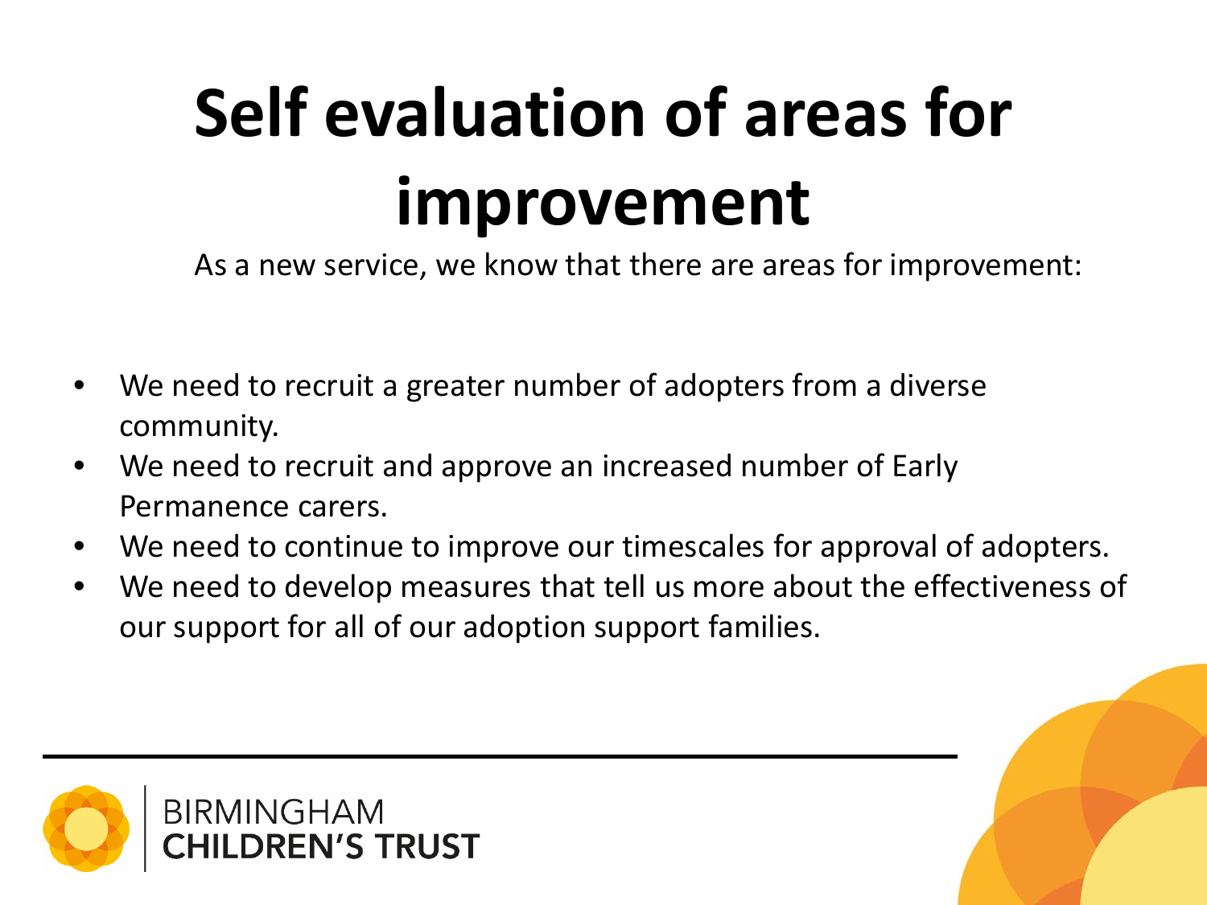# Self evaluation of areas for improvement

As a new service, we know that there are areas for improvement:

- We need to recruit a greater number of adopters from a diverse community.
- We need to recruit and approve an increased number of Early Permanence carers.
- We need to continue to improve our timescales for approval of adopters.
- We need to develop measures that tell us more about the effectiveness of our support for all of our adoption support families.

BIRMINGHAM CHILDREN'S TRUST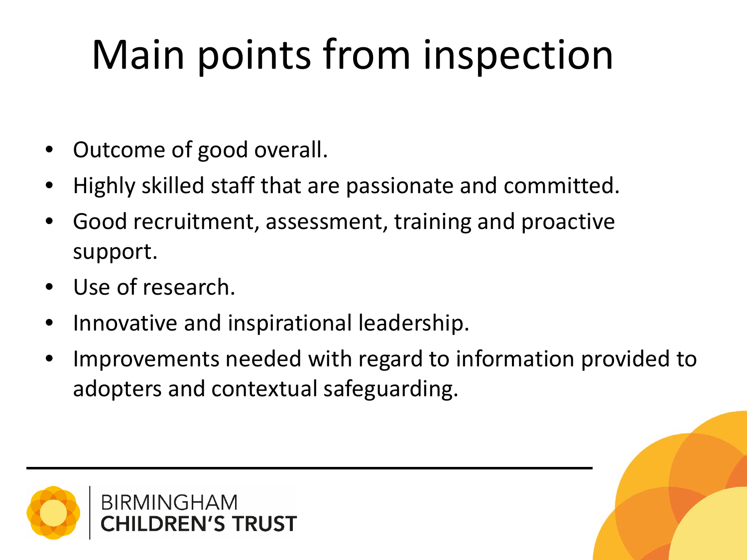# Main points from inspection

- Outcome of good overall.
- Highly skilled staff that are passionate and committed.
- Good recruitment, assessment, training and proactive support.
- Use of research.
- Innovative and inspirational leadership.
- Improvements needed with regard to information provided to adopters and contextual safeguarding.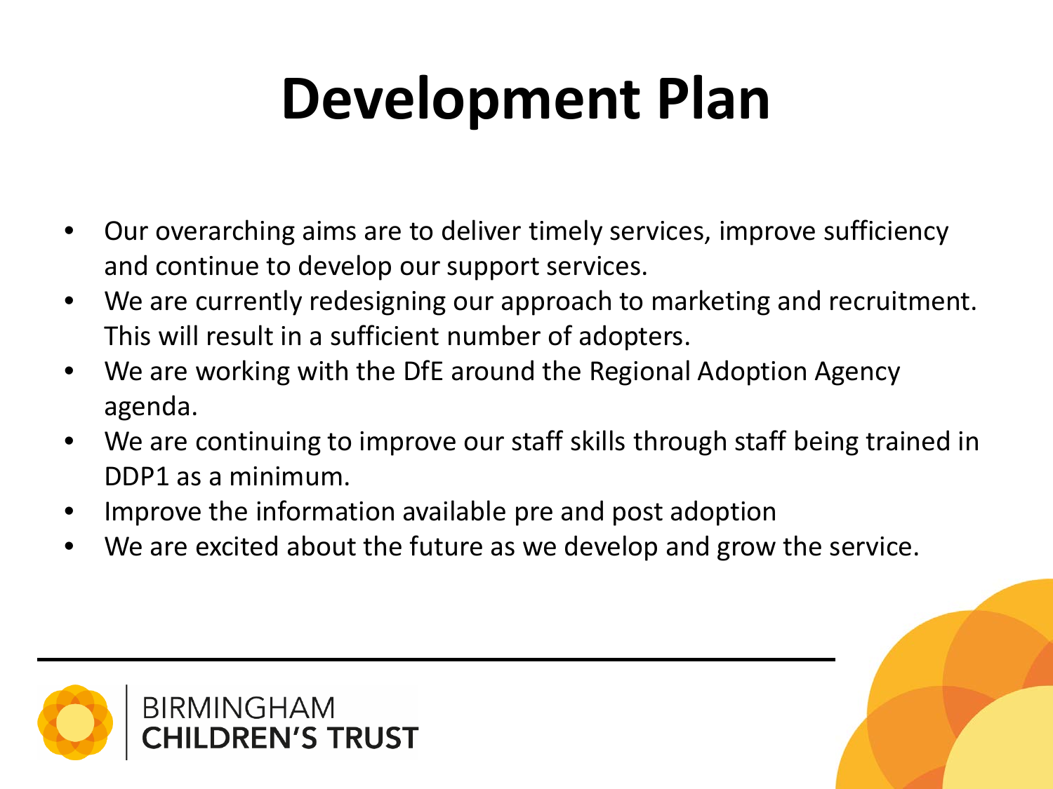# Development Plan

- Our overarching aims are to deliver timely services, improve sufficiency and continue to develop our support services.
- We are currently redesigning our approach to marketing and recruitment. This will result in a sufficient number of adopters.
- We are working with the DfE around the Regional Adoption Agency agenda.
- We are continuing to improve our staff skills through staff being trained in DDP1 as a minimum.
- Improve the information available pre and post adoption
- We are excited about the future as we develop and grow the service.

BIRMINGHAM CHILDREN'S TRUST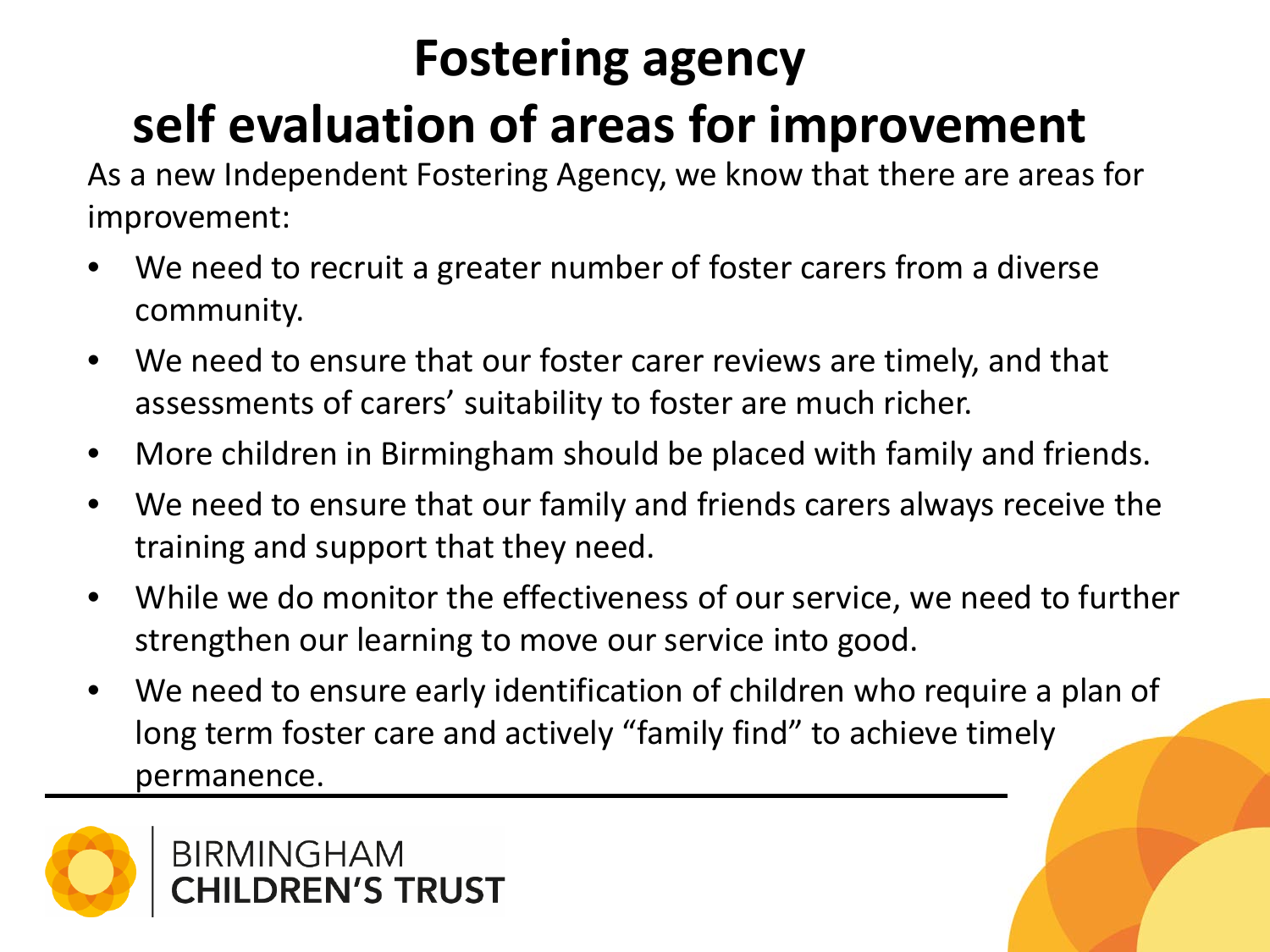# Fostering agency self evaluation of areas for improvement

As a new Independent Fostering Agency, we know that there are areas for improvement:

- We need to recruit a greater number of foster carers from a diverse community.
- We need to ensure that our foster carer reviews are timely, and that assessments of carers' suitability to foster are much richer.
- More children in Birmingham should be placed with family and friends.
- We need to ensure that our family and friends carers always receive the training and support that they need.
- While we do monitor the effectiveness of our service, we need to further strengthen our learning to move our service into good.
- We need to ensure early identification of children who require a plan of long term foster care and actively "family find" to achieve timely permanence.

BIRMINGHAM
**CHILDREN'S TRUST**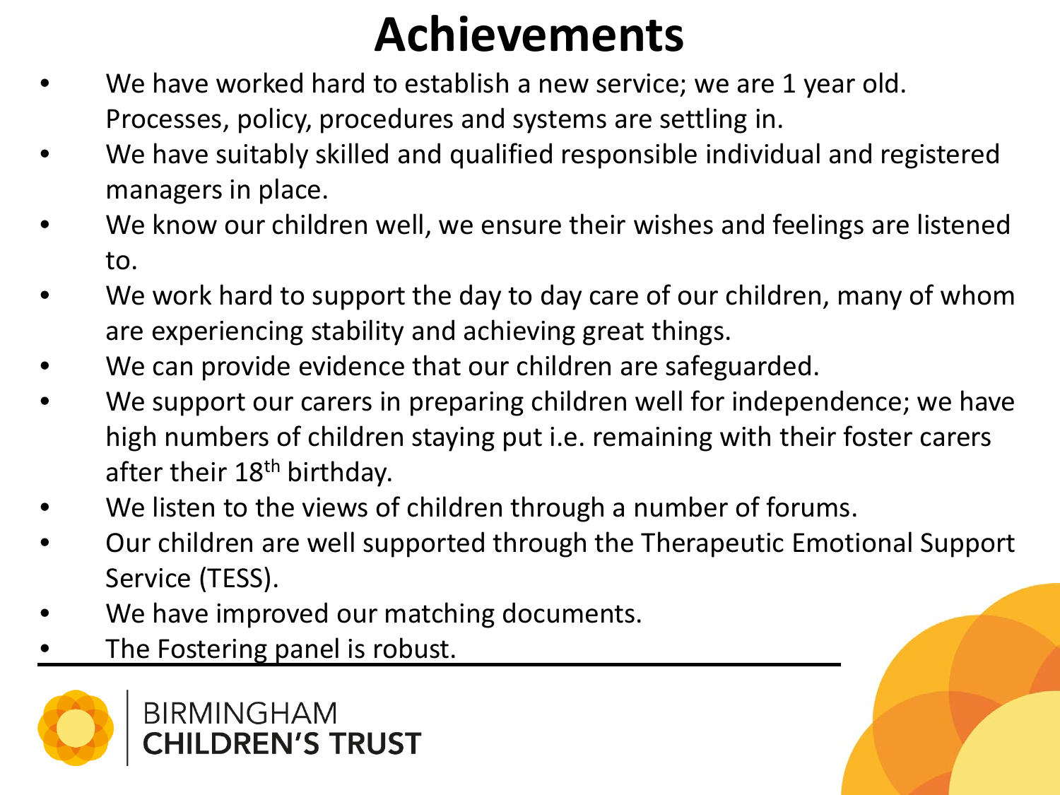# Achievements

- We have worked hard to establish a new service; we are 1 year old. Processes, policy, procedures and systems are settling in.
- We have suitably skilled and qualified responsible individual and registered managers in place.
- We know our children well, we ensure their wishes and feelings are listened to.
- We work hard to support the day to day care of our children, many of whom are experiencing stability and achieving great things.
- We can provide evidence that our children are safeguarded.
- We support our carers in preparing children well for independence; we have high numbers of children staying put i.e. remaining with their foster carers after their 18th birthday.
- We listen to the views of children through a number of forums.
- Our children are well supported through the Therapeutic Emotional Support Service (TESS).
- We have improved our matching documents.
- The Fostering panel is robust.

BIRMINGHAM
**CHILDREN'S TRUST**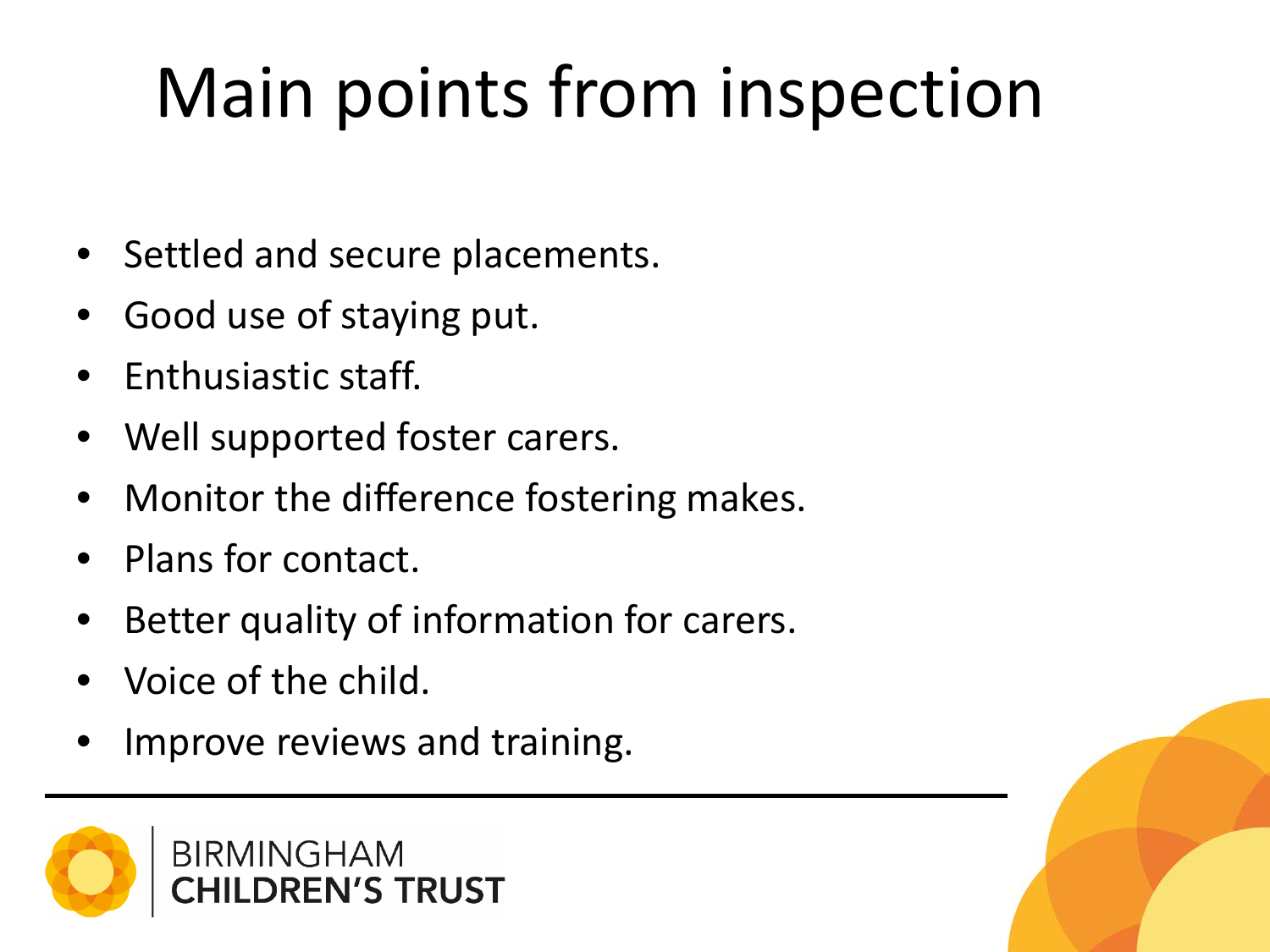# Main points from inspection

- Settled and secure placements.
- Good use of staying put.
- Enthusiastic staff.
- Well supported foster carers.
- Monitor the difference fostering makes.
- Plans for contact.
- Better quality of information for carers.
- Voice of the child.
- Improve reviews and training.

BIRMINGHAM
**CHILDREN'S TRUST**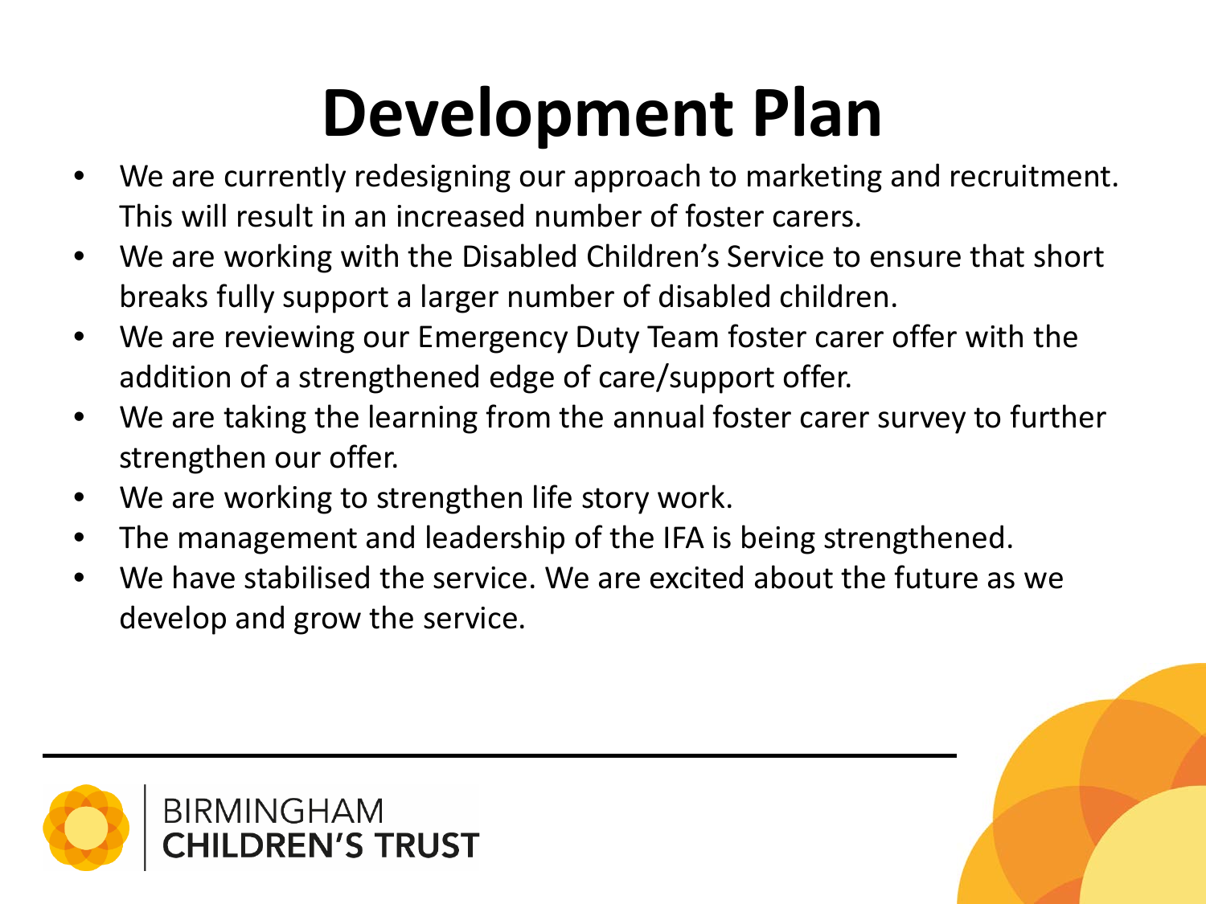# Development Plan

- We are currently redesigning our approach to marketing and recruitment. This will result in an increased number of foster carers.
- We are working with the Disabled Children's Service to ensure that short breaks fully support a larger number of disabled children.
- We are reviewing our Emergency Duty Team foster carer offer with the addition of a strengthened edge of care/support offer.
- We are taking the learning from the annual foster carer survey to further strengthen our offer.
- We are working to strengthen life story work.
- The management and leadership of the IFA is being strengthened.
- We have stabilised the service. We are excited about the future as we develop and grow the service.

BIRMINGHAM
**CHILDREN'S TRUST**